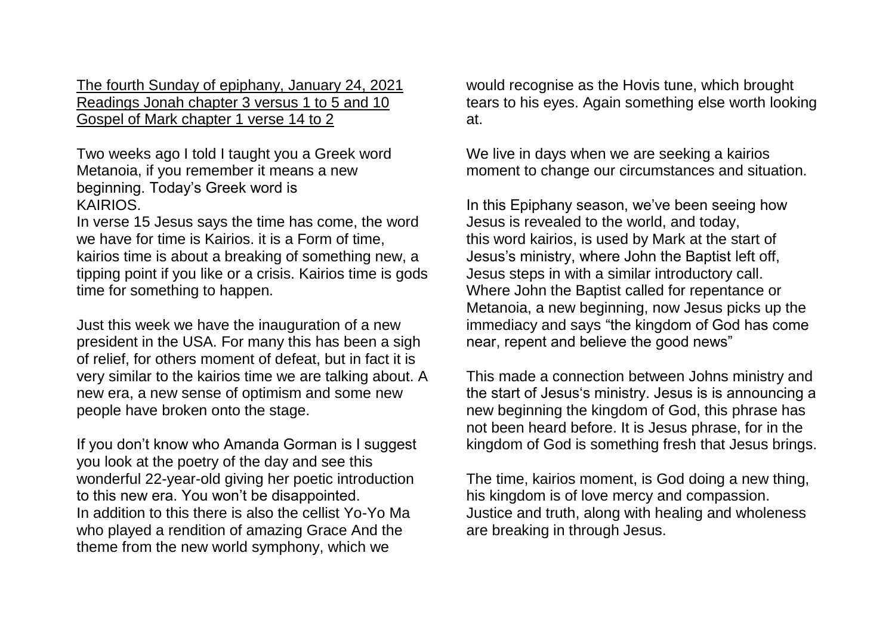<u>The fourth Sunday of epiphany, January 24, 2021</u>
<u>Readings Jonah chapter 3 versus 1 to 5 and 10</u>
<u>Gospel of Mark chapter 1 verse 14 to 2</u>

Two weeks ago I told I taught you a Greek word Metanoia, if you remember it means a new beginning. Today's Greek word is KAIRIOS.

In verse 15 Jesus says the time has come, the word we have for time is Kairios. it is a Form of time, kairios time is about a breaking of something new, a tipping point if you like or a crisis. Kairios time is gods time for something to happen.

Just this week we have the inauguration of a new president in the USA. For many this has been a sigh of relief, for others moment of defeat, but in fact it is very similar to the kairios time we are talking about. A new era, a new sense of optimism and some new people have broken onto the stage.

If you don't know who Amanda Gorman is I suggest you look at the poetry of the day and see this wonderful 22-year-old giving her poetic introduction to this new era. You won't be disappointed.
In addition to this there is also the cellist Yo-Yo Ma who played a rendition of amazing Grace And the theme from the new world symphony, which we would recognise as the Hovis tune, which brought tears to his eyes. Again something else worth looking at.

We live in days when we are seeking a kairios moment to change our circumstances and situation.

In this Epiphany season, we've been seeing how Jesus is revealed to the world, and today, this word kairios, is used by Mark at the start of Jesus's ministry, where John the Baptist left off, Jesus steps in with a similar introductory call. Where John the Baptist called for repentance or Metanoia, a new beginning, now Jesus picks up the immediacy and says "the kingdom of God has come near, repent and believe the good news"

This made a connection between Johns ministry and the start of Jesus's ministry. Jesus is is announcing a new beginning the kingdom of God, this phrase has not been heard before. It is Jesus phrase, for in the kingdom of God is something fresh that Jesus brings.

The time, kairios moment, is God doing a new thing, his kingdom is of love mercy and compassion. Justice and truth, along with healing and wholeness are breaking in through Jesus.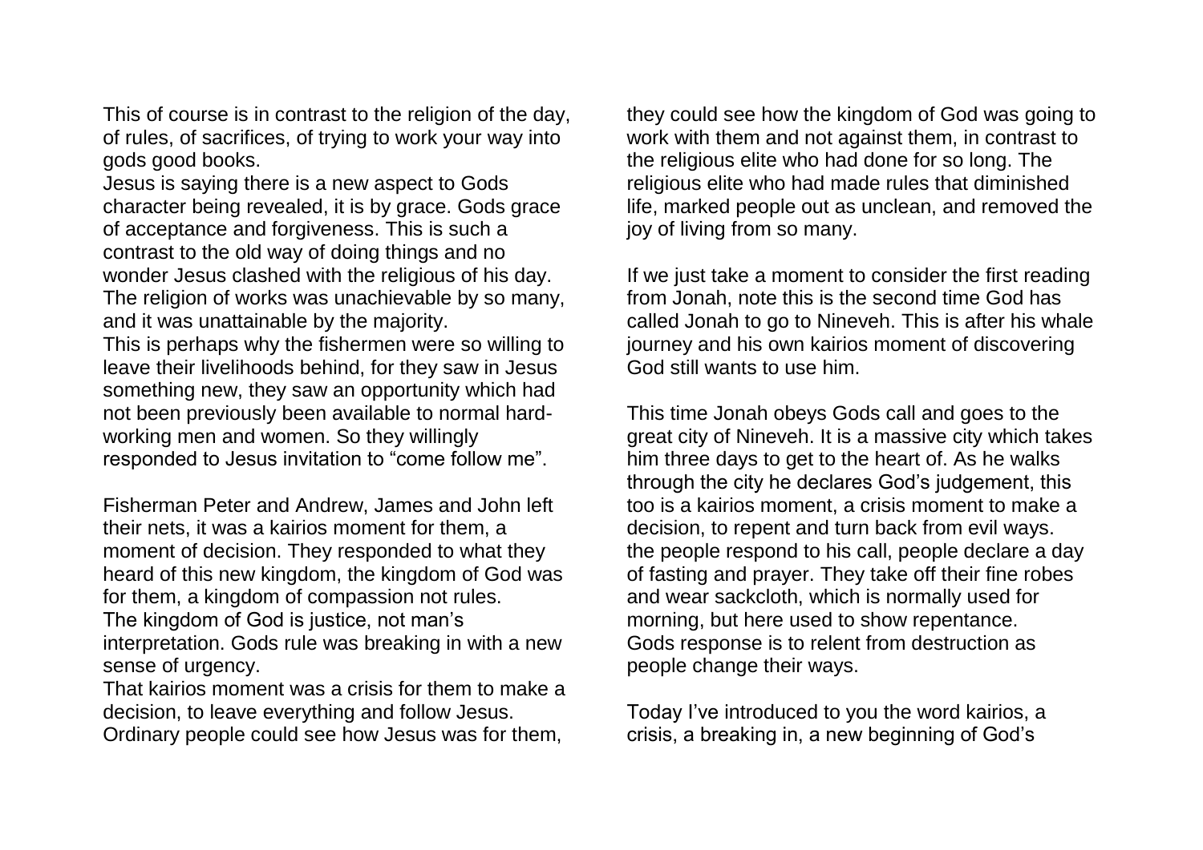This of course is in contrast to the religion of the day, of rules, of sacrifices, of trying to work your way into gods good books.
Jesus is saying there is a new aspect to Gods character being revealed, it is by grace. Gods grace of acceptance and forgiveness. This is such a contrast to the old way of doing things and no wonder Jesus clashed with the religious of his day. The religion of works was unachievable by so many, and it was unattainable by the majority.
This is perhaps why the fishermen were so willing to leave their livelihoods behind, for they saw in Jesus something new, they saw an opportunity which had not been previously been available to normal hard-working men and women. So they willingly responded to Jesus invitation to "come follow me".

Fisherman Peter and Andrew, James and John left their nets, it was a kairios moment for them, a moment of decision. They responded to what they heard of this new kingdom, the kingdom of God was for them, a kingdom of compassion not rules.
The kingdom of God is justice, not man's interpretation. Gods rule was breaking in with a new sense of urgency.
That kairios moment was a crisis for them to make a decision, to leave everything and follow Jesus.
Ordinary people could see how Jesus was for them, they could see how the kingdom of God was going to work with them and not against them, in contrast to the religious elite who had done for so long. The religious elite who had made rules that diminished life, marked people out as unclean, and removed the joy of living from so many.

If we just take a moment to consider the first reading from Jonah, note this is the second time God has called Jonah to go to Nineveh. This is after his whale journey and his own kairios moment of discovering God still wants to use him.

This time Jonah obeys Gods call and goes to the great city of Nineveh. It is a massive city which takes him three days to get to the heart of. As he walks through the city he declares God's judgement, this too is a kairios moment, a crisis moment to make a decision, to repent and turn back from evil ways.
the people respond to his call, people declare a day of fasting and prayer. They take off their fine robes and wear sackcloth, which is normally used for morning, but here used to show repentance.
Gods response is to relent from destruction as people change their ways.

Today I've introduced to you the word kairios, a crisis, a breaking in, a new beginning of God's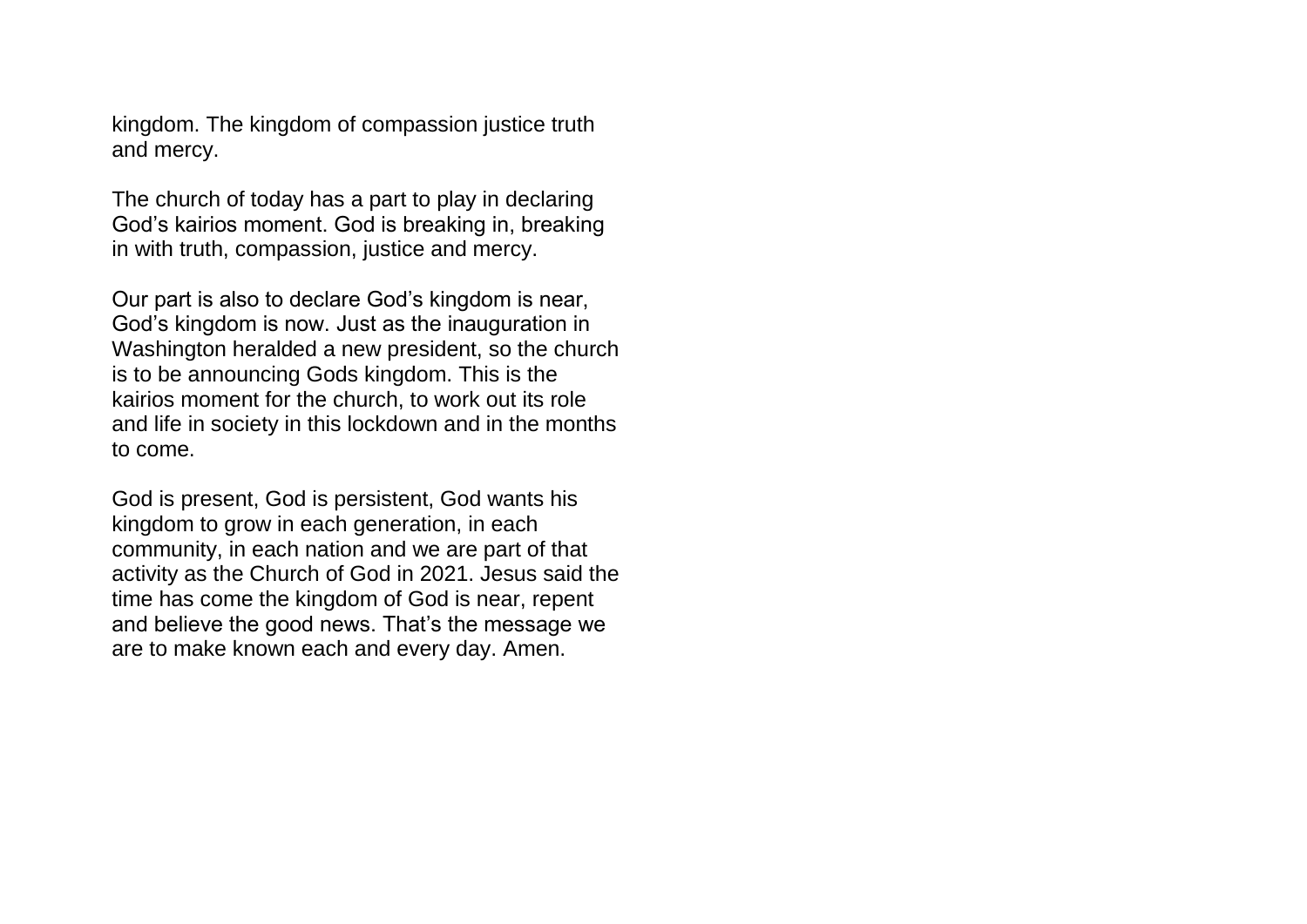kingdom. The kingdom of compassion justice truth and mercy.

The church of today has a part to play in declaring God's kairios moment. God is breaking in, breaking in with truth, compassion, justice and mercy.

Our part is also to declare God's kingdom is near, God's kingdom is now. Just as the inauguration in Washington heralded a new president, so the church is to be announcing Gods kingdom. This is the kairios moment for the church, to work out its role and life in society in this lockdown and in the months to come.

God is present, God is persistent, God wants his kingdom to grow in each generation, in each community, in each nation and we are part of that activity as the Church of God in 2021. Jesus said the time has come the kingdom of God is near, repent and believe the good news. That's the message we are to make known each and every day. Amen.